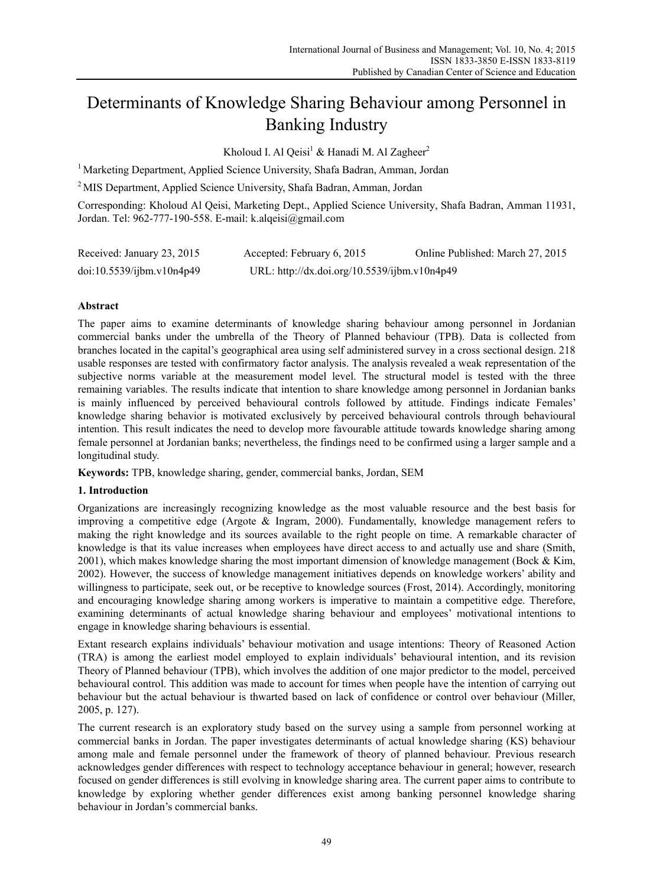# Determinants of Knowledge Sharing Behaviour among Personnel in Banking Industry

Kholoud I. Al Qeisi[1] & Hanadi M. Al Zagheer[2]

[1] Marketing Department, Applied Science University, Shafa Badran, Amman, Jordan

[2] MIS Department, Applied Science University, Shafa Badran, Amman, Jordan

Corresponding: Kholoud Al Qeisi, Marketing Dept., Applied Science University, Shafa Badran, Amman 11931, Jordan. Tel: 962-777-190-558. E-mail: k.alqeisi@gmail.com

Received: January 23, 2015 Accepted: February 6, 2015 Online Published: March 27, 2015

doi:10.5539/ijbm.v10n4p49 URL: http://dx.doi.org/10.5539/ijbm.v10n4p49

## Abstract

The paper aims to examine determinants of knowledge sharing behaviour among personnel in Jordanian commercial banks under the umbrella of the Theory of Planned behaviour (TPB). Data is collected from branches located in the capital's geographical area using self administered survey in a cross sectional design. 218 usable responses are tested with confirmatory factor analysis. The analysis revealed a weak representation of the subjective norms variable at the measurement model level. The structural model is tested with the three remaining variables. The results indicate that intention to share knowledge among personnel in Jordanian banks is mainly influenced by perceived behavioural controls followed by attitude. Findings indicate Females' knowledge sharing behavior is motivated exclusively by perceived behavioural controls through behavioural intention. This result indicates the need to develop more favourable attitude towards knowledge sharing among female personnel at Jordanian banks; nevertheless, the findings need to be confirmed using a larger sample and a longitudinal study.

**Keywords:** TPB, knowledge sharing, gender, commercial banks, Jordan, SEM

## 1. Introduction

Organizations are increasingly recognizing knowledge as the most valuable resource and the best basis for improving a competitive edge (Argote & Ingram, 2000). Fundamentally, knowledge management refers to making the right knowledge and its sources available to the right people on time. A remarkable character of knowledge is that its value increases when employees have direct access to and actually use and share (Smith, 2001), which makes knowledge sharing the most important dimension of knowledge management (Bock & Kim, 2002). However, the success of knowledge management initiatives depends on knowledge workers' ability and willingness to participate, seek out, or be receptive to knowledge sources (Frost, 2014). Accordingly, monitoring and encouraging knowledge sharing among workers is imperative to maintain a competitive edge. Therefore, examining determinants of actual knowledge sharing behaviour and employees' motivational intentions to engage in knowledge sharing behaviours is essential.

Extant research explains individuals' behaviour motivation and usage intentions: Theory of Reasoned Action (TRA) is among the earliest model employed to explain individuals' behavioural intention, and its revision Theory of Planned behaviour (TPB), which involves the addition of one major predictor to the model, perceived behavioural control. This addition was made to account for times when people have the intention of carrying out behaviour but the actual behaviour is thwarted based on lack of confidence or control over behaviour (Miller, 2005, p. 127).

The current research is an exploratory study based on the survey using a sample from personnel working at commercial banks in Jordan. The paper investigates determinants of actual knowledge sharing (KS) behaviour among male and female personnel under the framework of theory of planned behaviour. Previous research acknowledges gender differences with respect to technology acceptance behaviour in general; however, research focused on gender differences is still evolving in knowledge sharing area. The current paper aims to contribute to knowledge by exploring whether gender differences exist among banking personnel knowledge sharing behaviour in Jordan's commercial banks.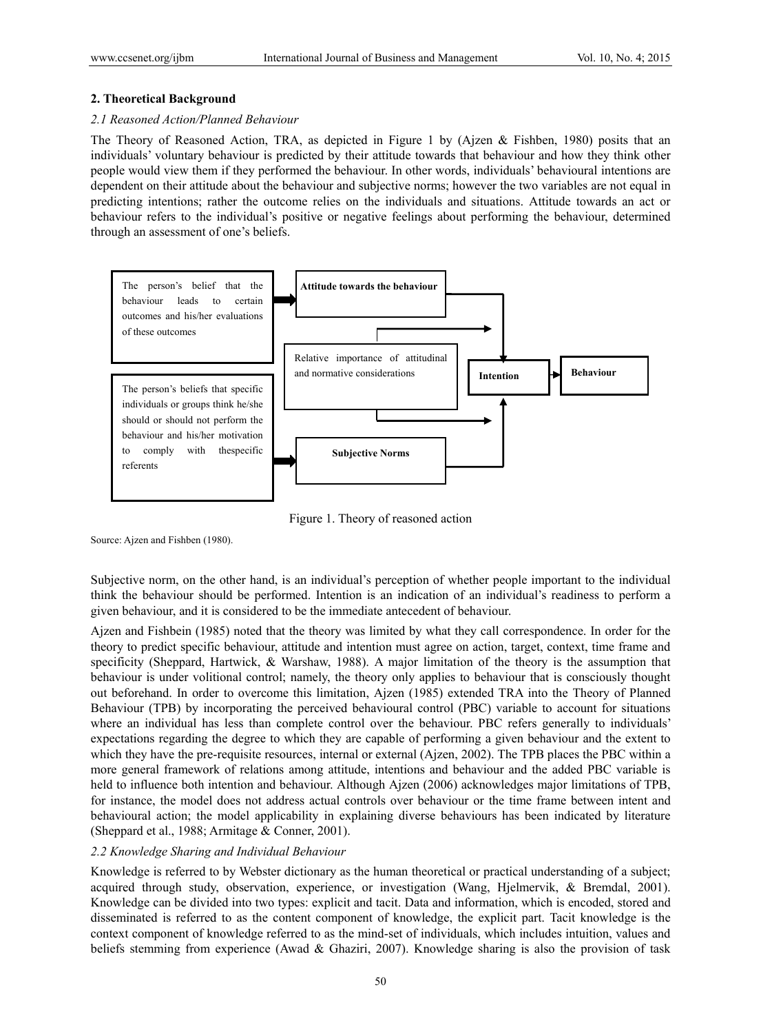## 2. Theoretical Background

### *2.1 Reasoned Action/Planned Behaviour*

The Theory of Reasoned Action, TRA, as depicted in Figure 1 by (Ajzen & Fishben, 1980) posits that an individuals' voluntary behaviour is predicted by their attitude towards that behaviour and how they think other people would view them if they performed the behaviour. In other words, individuals' behavioural intentions are dependent on their attitude about the behaviour and subjective norms; however the two variables are not equal in predicting intentions; rather the outcome relies on the individuals and situations. Attitude towards an act or behaviour refers to the individual's positive or negative feelings about performing the behaviour, determined through an assessment of one's beliefs.

The person's belief that the behaviour leads to certain outcomes and his/her evaluations of these outcomes

Attitude towards the behaviour

Relative importance of attitudinal and normative considerations

Intention

Behaviour

The person's beliefs that specific individuals or groups think he/she should or should not perform the behaviour and his/her motivation to comply with thespecific referents

Subjective Norms

Figure 1. Theory of reasoned action

Source: Ajzen and Fishben (1980).

Subjective norm, on the other hand, is an individual's perception of whether people important to the individual think the behaviour should be performed. Intention is an indication of an individual's readiness to perform a given behaviour, and it is considered to be the immediate antecedent of behaviour.

Ajzen and Fishbein (1985) noted that the theory was limited by what they call correspondence. In order for the theory to predict specific behaviour, attitude and intention must agree on action, target, context, time frame and specificity (Sheppard, Hartwick, & Warshaw, 1988). A major limitation of the theory is the assumption that behaviour is under volitional control; namely, the theory only applies to behaviour that is consciously thought out beforehand. In order to overcome this limitation, Ajzen (1985) extended TRA into the Theory of Planned Behaviour (TPB) by incorporating the perceived behavioural control (PBC) variable to account for situations where an individual has less than complete control over the behaviour. PBC refers generally to individuals' expectations regarding the degree to which they are capable of performing a given behaviour and the extent to which they have the pre-requisite resources, internal or external (Ajzen, 2002). The TPB places the PBC within a more general framework of relations among attitude, intentions and behaviour and the added PBC variable is held to influence both intention and behaviour. Although Ajzen (2006) acknowledges major limitations of TPB, for instance, the model does not address actual controls over behaviour or the time frame between intent and behavioural action; the model applicability in explaining diverse behaviours has been indicated by literature (Sheppard et al., 1988; Armitage & Conner, 2001).

### *2.2 Knowledge Sharing and Individual Behaviour*

Knowledge is referred to by Webster dictionary as the human theoretical or practical understanding of a subject; acquired through study, observation, experience, or investigation (Wang, Hjelmervik, & Bremdal, 2001). Knowledge can be divided into two types: explicit and tacit. Data and information, which is encoded, stored and disseminated is referred to as the content component of knowledge, the explicit part. Tacit knowledge is the context component of knowledge referred to as the mind-set of individuals, which includes intuition, values and beliefs stemming from experience (Awad & Ghaziri, 2007). Knowledge sharing is also the provision of task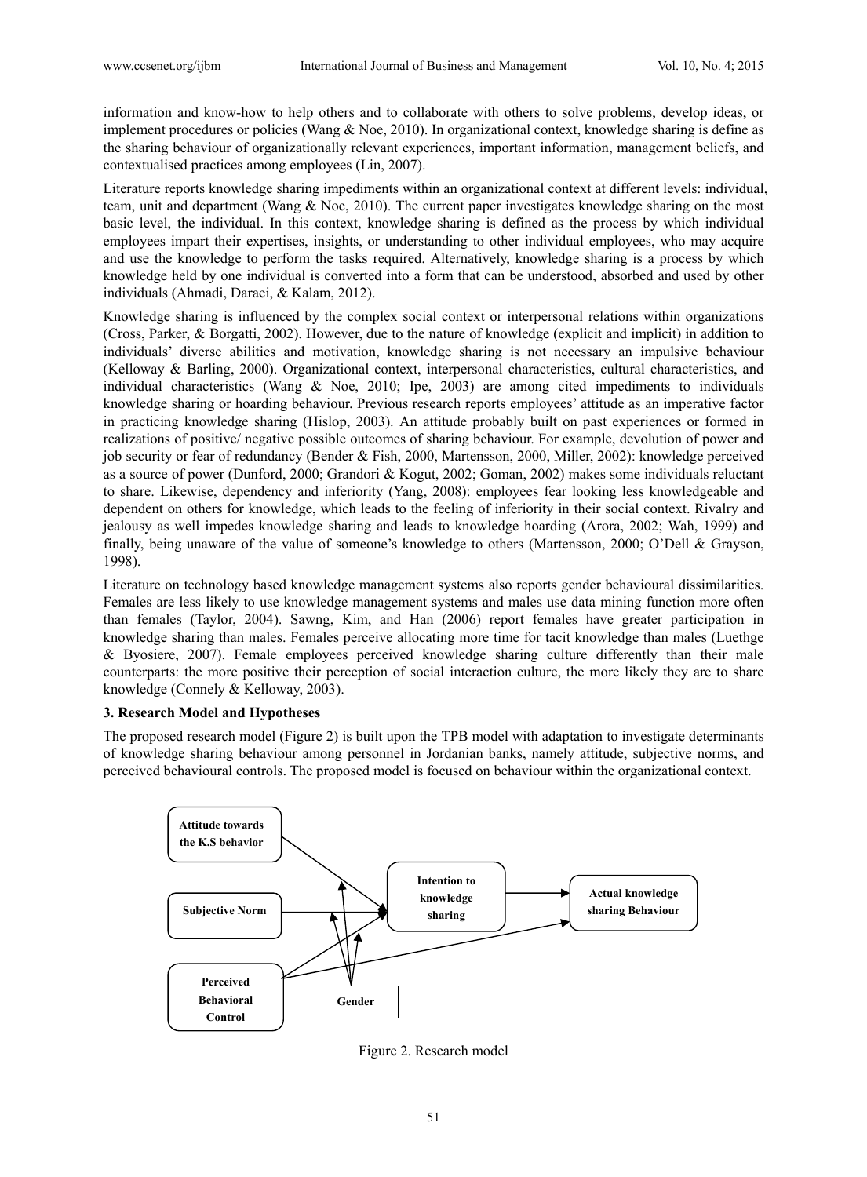information and know-how to help others and to collaborate with others to solve problems, develop ideas, or implement procedures or policies (Wang & Noe, 2010). In organizational context, knowledge sharing is define as the sharing behaviour of organizationally relevant experiences, important information, management beliefs, and contextualised practices among employees (Lin, 2007).

Literature reports knowledge sharing impediments within an organizational context at different levels: individual, team, unit and department (Wang & Noe, 2010). The current paper investigates knowledge sharing on the most basic level, the individual. In this context, knowledge sharing is defined as the process by which individual employees impart their expertises, insights, or understanding to other individual employees, who may acquire and use the knowledge to perform the tasks required. Alternatively, knowledge sharing is a process by which knowledge held by one individual is converted into a form that can be understood, absorbed and used by other individuals (Ahmadi, Daraei, & Kalam, 2012).

Knowledge sharing is influenced by the complex social context or interpersonal relations within organizations (Cross, Parker, & Borgatti, 2002). However, due to the nature of knowledge (explicit and implicit) in addition to individuals' diverse abilities and motivation, knowledge sharing is not necessary an impulsive behaviour (Kelloway & Barling, 2000). Organizational context, interpersonal characteristics, cultural characteristics, and individual characteristics (Wang & Noe, 2010; Ipe, 2003) are among cited impediments to individuals knowledge sharing or hoarding behaviour. Previous research reports employees' attitude as an imperative factor in practicing knowledge sharing (Hislop, 2003). An attitude probably built on past experiences or formed in realizations of positive/ negative possible outcomes of sharing behaviour. For example, devolution of power and job security or fear of redundancy (Bender & Fish, 2000, Martensson, 2000, Miller, 2002): knowledge perceived as a source of power (Dunford, 2000; Grandori & Kogut, 2002; Goman, 2002) makes some individuals reluctant to share. Likewise, dependency and inferiority (Yang, 2008): employees fear looking less knowledgeable and dependent on others for knowledge, which leads to the feeling of inferiority in their social context. Rivalry and jealousy as well impedes knowledge sharing and leads to knowledge hoarding (Arora, 2002; Wah, 1999) and finally, being unaware of the value of someone's knowledge to others (Martensson, 2000; O'Dell & Grayson, 1998).

Literature on technology based knowledge management systems also reports gender behavioural dissimilarities. Females are less likely to use knowledge management systems and males use data mining function more often than females (Taylor, 2004). Sawng, Kim, and Han (2006) report females have greater participation in knowledge sharing than males. Females perceive allocating more time for tacit knowledge than males (Luethge & Byosiere, 2007). Female employees perceived knowledge sharing culture differently than their male counterparts: the more positive their perception of social interaction culture, the more likely they are to share knowledge (Connely & Kelloway, 2003).

### 3. Research Model and Hypotheses

The proposed research model (Figure 2) is built upon the TPB model with adaptation to investigate determinants of knowledge sharing behaviour among personnel in Jordanian banks, namely attitude, subjective norms, and perceived behavioural controls. The proposed model is focused on behaviour within the organizational context.

Figure 2. Research model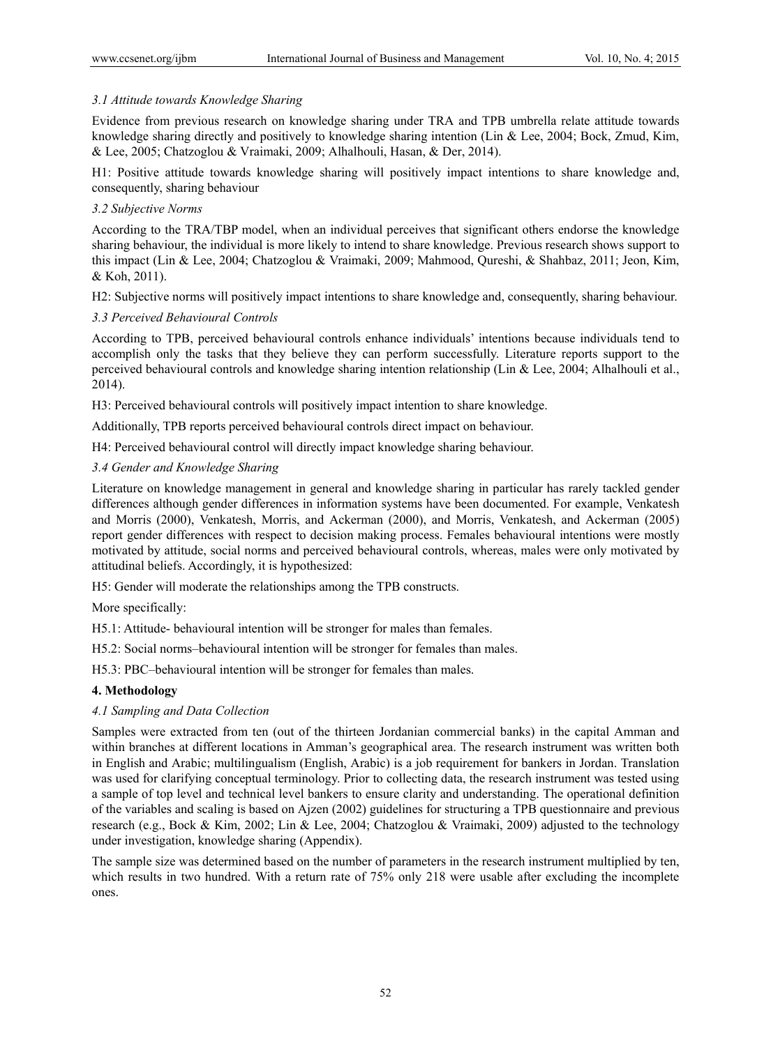### 3.1 Attitude towards Knowledge Sharing

Evidence from previous research on knowledge sharing under TRA and TPB umbrella relate attitude towards knowledge sharing directly and positively to knowledge sharing intention (Lin & Lee, 2004; Bock, Zmud, Kim, & Lee, 2005; Chatzoglou & Vraimaki, 2009; Alhalhouli, Hasan, & Der, 2014).

H1: Positive attitude towards knowledge sharing will positively impact intentions to share knowledge and, consequently, sharing behaviour

### 3.2 Subjective Norms

According to the TRA/TBP model, when an individual perceives that significant others endorse the knowledge sharing behaviour, the individual is more likely to intend to share knowledge. Previous research shows support to this impact (Lin & Lee, 2004; Chatzoglou & Vraimaki, 2009; Mahmood, Qureshi, & Shahbaz, 2011; Jeon, Kim, & Koh, 2011).

H2: Subjective norms will positively impact intentions to share knowledge and, consequently, sharing behaviour.

### 3.3 Perceived Behavioural Controls

According to TPB, perceived behavioural controls enhance individuals' intentions because individuals tend to accomplish only the tasks that they believe they can perform successfully. Literature reports support to the perceived behavioural controls and knowledge sharing intention relationship (Lin & Lee, 2004; Alhalhouli et al., 2014).

H3: Perceived behavioural controls will positively impact intention to share knowledge.

Additionally, TPB reports perceived behavioural controls direct impact on behaviour.

H4: Perceived behavioural control will directly impact knowledge sharing behaviour.

### 3.4 Gender and Knowledge Sharing

Literature on knowledge management in general and knowledge sharing in particular has rarely tackled gender differences although gender differences in information systems have been documented. For example, Venkatesh and Morris (2000), Venkatesh, Morris, and Ackerman (2000), and Morris, Venkatesh, and Ackerman (2005) report gender differences with respect to decision making process. Females behavioural intentions were mostly motivated by attitude, social norms and perceived behavioural controls, whereas, males were only motivated by attitudinal beliefs. Accordingly, it is hypothesized:

H5: Gender will moderate the relationships among the TPB constructs.

More specifically:

H5.1: Attitude- behavioural intention will be stronger for males than females.

H5.2: Social norms–behavioural intention will be stronger for females than males.

H5.3: PBC–behavioural intention will be stronger for females than males.

## 4. Methodology

### 4.1 Sampling and Data Collection

Samples were extracted from ten (out of the thirteen Jordanian commercial banks) in the capital Amman and within branches at different locations in Amman's geographical area. The research instrument was written both in English and Arabic; multilingualism (English, Arabic) is a job requirement for bankers in Jordan. Translation was used for clarifying conceptual terminology. Prior to collecting data, the research instrument was tested using a sample of top level and technical level bankers to ensure clarity and understanding. The operational definition of the variables and scaling is based on Ajzen (2002) guidelines for structuring a TPB questionnaire and previous research (e.g., Bock & Kim, 2002; Lin & Lee, 2004; Chatzoglou & Vraimaki, 2009) adjusted to the technology under investigation, knowledge sharing (Appendix).

The sample size was determined based on the number of parameters in the research instrument multiplied by ten, which results in two hundred. With a return rate of 75% only 218 were usable after excluding the incomplete ones.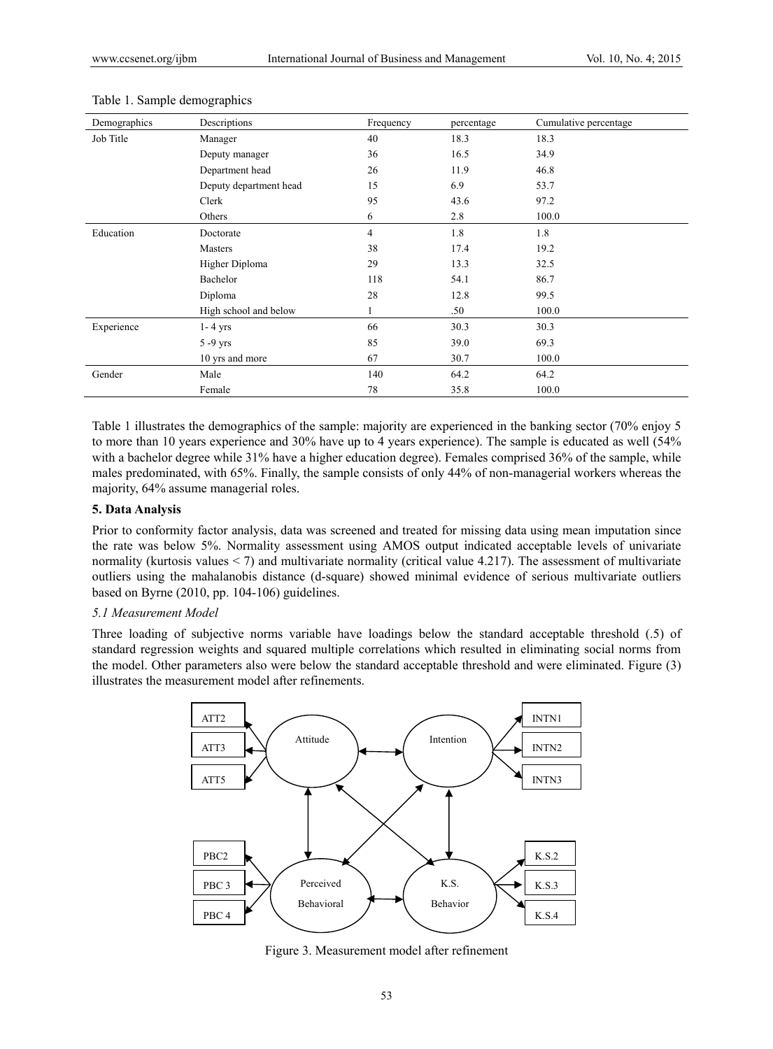Table 1. Sample demographics

| Demographics | Descriptions | Frequency | percentage | Cumulative percentage |
|---|---|---|---|---|
| Job Title | Manager | 40 | 18.3 | 18.3 |
| | Deputy manager | 36 | 16.5 | 34.9 |
| | Department head | 26 | 11.9 | 46.8 |
| | Deputy department head | 15 | 6.9 | 53.7 |
| | Clerk | 95 | 43.6 | 97.2 |
| | Others | 6 | 2.8 | 100.0 |
| Education | Doctorate | 4 | 1.8 | 1.8 |
| | Masters | 38 | 17.4 | 19.2 |
| | Higher Diploma | 29 | 13.3 | 32.5 |
| | Bachelor | 118 | 54.1 | 86.7 |
| | Diploma | 28 | 12.8 | 99.5 |
| | High school and below | 1 | .50 | 100.0 |
| Experience | 1- 4 yrs | 66 | 30.3 | 30.3 |
| | 5 -9 yrs | 85 | 39.0 | 69.3 |
| | 10 yrs and more | 67 | 30.7 | 100.0 |
| Gender | Male | 140 | 64.2 | 64.2 |
| | Female | 78 | 35.8 | 100.0 |

Table 1 illustrates the demographics of the sample: majority are experienced in the banking sector (70% enjoy 5 to more than 10 years experience and 30% have up to 4 years experience). The sample is educated as well (54% with a bachelor degree while 31% have a higher education degree). Females comprised 36% of the sample, while males predominated, with 65%. Finally, the sample consists of only 44% of non-managerial workers whereas the majority, 64% assume managerial roles.

## 5. Data Analysis

Prior to conformity factor analysis, data was screened and treated for missing data using mean imputation since the rate was below 5%. Normality assessment using AMOS output indicated acceptable levels of univariate normality (kurtosis values < 7) and multivariate normality (critical value 4.217). The assessment of multivariate outliers using the mahalanobis distance (d-square) showed minimal evidence of serious multivariate outliers based on Byrne (2010, pp. 104-106) guidelines.

### *5.1 Measurement Model*

Three loading of subjective norms variable have loadings below the standard acceptable threshold (.5) of standard regression weights and squared multiple correlations which resulted in eliminating social norms from the model. Other parameters also were below the standard acceptable threshold and were eliminated. Figure (3) illustrates the measurement model after refinements.

Figure 3. Measurement model after refinement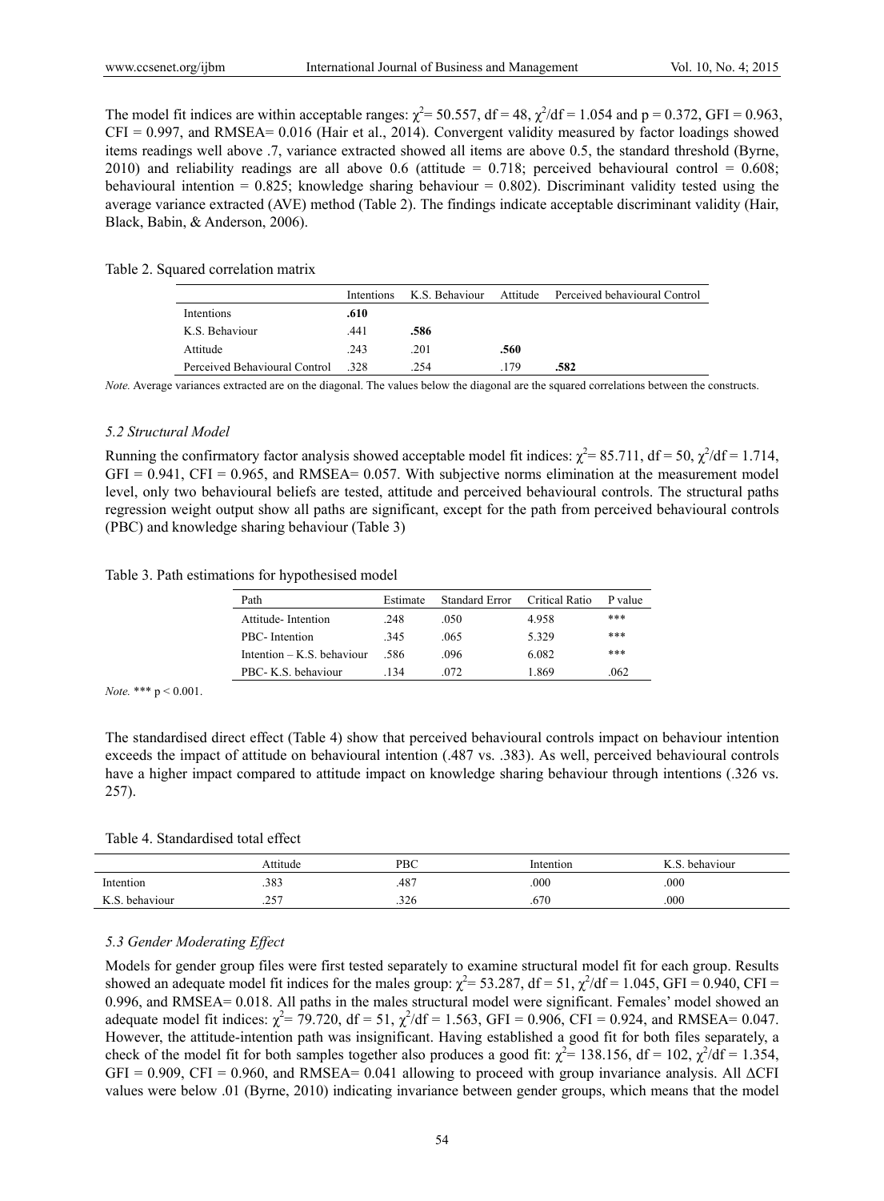The model fit indices are within acceptable ranges: $\chi^2$= 50.557, df = 48, $\chi^2$/df = 1.054 and p = 0.372, GFI = 0.963, CFI = 0.997, and RMSEA= 0.016 (Hair et al., 2014). Convergent validity measured by factor loadings showed items readings well above .7, variance extracted showed all items are above 0.5, the standard threshold (Byrne, 2010) and reliability readings are all above 0.6 (attitude = 0.718; perceived behavioural control = 0.608; behavioural intention = 0.825; knowledge sharing behaviour = 0.802). Discriminant validity tested using the average variance extracted (AVE) method (Table 2). The findings indicate acceptable discriminant validity (Hair, Black, Babin, & Anderson, 2006).

Table 2. Squared correlation matrix

| | Intentions | K.S. Behaviour | Attitude | Perceived behavioural Control |
|---|---|---|---|---|
| Intentions | **.610** | | | |
| K.S. Behaviour | .441 | **.586** | | |
| Attitude | .243 | .201 | **.560** | |
| Perceived Behavioural Control | .328 | .254 | .179 | **.582** |

*Note.* Average variances extracted are on the diagonal. The values below the diagonal are the squared correlations between the constructs.

### *5.2 Structural Model*

Running the confirmatory factor analysis showed acceptable model fit indices: $\chi^2$= 85.711, df = 50, $\chi^2$/df = 1.714, GFI = 0.941, CFI = 0.965, and RMSEA= 0.057. With subjective norms elimination at the measurement model level, only two behavioural beliefs are tested, attitude and perceived behavioural controls. The structural paths regression weight output show all paths are significant, except for the path from perceived behavioural controls (PBC) and knowledge sharing behaviour (Table 3)

Table 3. Path estimations for hypothesised model

| Path | Estimate | Standard Error | Critical Ratio | P value |
|---|---|---|---|---|
| Attitude- Intention | .248 | .050 | 4.958 | *** |
| PBC- Intention | .345 | .065 | 5.329 | *** |
| Intention – K.S. behaviour | .586 | .096 | 6.082 | *** |
| PBC- K.S. behaviour | .134 | .072 | 1.869 | .062 |

*Note.* *** $p < 0.001$.

The standardised direct effect (Table 4) show that perceived behavioural controls impact on behaviour intention exceeds the impact of attitude on behavioural intention (.487 vs. .383). As well, perceived behavioural controls have a higher impact compared to attitude impact on knowledge sharing behaviour through intentions (.326 vs. 257).

Table 4. Standardised total effect

| | Attitude | PBC | Intention | K.S. behaviour |
|---|---|---|---|---|
| Intention | .383 | .487 | .000 | .000 |
| K.S. behaviour | .257 | .326 | .670 | .000 |

### *5.3 Gender Moderating Effect*

Models for gender group files were first tested separately to examine structural model fit for each group. Results showed an adequate model fit indices for the males group: $\chi^2$= 53.287, df = 51, $\chi^2$/df = 1.045, GFI = 0.940, CFI = 0.996, and RMSEA= 0.018. All paths in the males structural model were significant. Females' model showed an adequate model fit indices: $\chi^2$= 79.720, df = 51, $\chi^2$/df = 1.563, GFI = 0.906, CFI = 0.924, and RMSEA= 0.047. However, the attitude-intention path was insignificant. Having established a good fit for both files separately, a check of the model fit for both samples together also produces a good fit: $\chi^2$= 138.156, df = 102, $\chi^2$/df = 1.354, GFI = 0.909, CFI = 0.960, and RMSEA= 0.041 allowing to proceed with group invariance analysis. All $\Delta$CFI values were below .01 (Byrne, 2010) indicating invariance between gender groups, which means that the model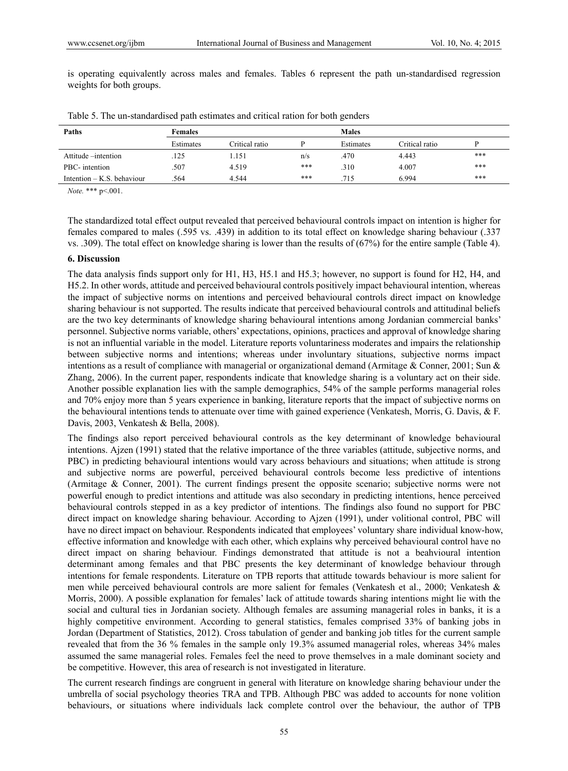is operating equivalently across males and females. Tables 6 represent the path un-standardised regression weights for both groups.

Table 5. The un-standardised path estimates and critical ration for both genders

| Paths | Females | | | Males | | |
|---|---|---|---|---|---|---|
| | Estimates | Critical ratio | P | Estimates | Critical ratio | P |
| Attitude –intention | .125 | 1.151 | n/s | .470 | 4.443 | *** |
| PBC- intention | .507 | 4.519 | *** | .310 | 4.007 | *** |
| Intention – K.S. behaviour | .564 | 4.544 | *** | .715 | 6.994 | *** |

*Note.* *** p<.001.

The standardized total effect output revealed that perceived behavioural controls impact on intention is higher for females compared to males (.595 vs. .439) in addition to its total effect on knowledge sharing behaviour (.337 vs. .309). The total effect on knowledge sharing is lower than the results of (67%) for the entire sample (Table 4).

## 6. Discussion

The data analysis finds support only for H1, H3, H5.1 and H5.3; however, no support is found for H2, H4, and H5.2. In other words, attitude and perceived behavioural controls positively impact behavioural intention, whereas the impact of subjective norms on intentions and perceived behavioural controls direct impact on knowledge sharing behaviour is not supported. The results indicate that perceived behavioural controls and attitudinal beliefs are the two key determinants of knowledge sharing behavioural intentions among Jordanian commercial banks' personnel. Subjective norms variable, others' expectations, opinions, practices and approval of knowledge sharing is not an influential variable in the model. Literature reports voluntariness moderates and impairs the relationship between subjective norms and intentions; whereas under involuntary situations, subjective norms impact intentions as a result of compliance with managerial or organizational demand (Armitage & Conner, 2001; Sun & Zhang, 2006). In the current paper, respondents indicate that knowledge sharing is a voluntary act on their side. Another possible explanation lies with the sample demographics, 54% of the sample performs managerial roles and 70% enjoy more than 5 years experience in banking, literature reports that the impact of subjective norms on the behavioural intentions tends to attenuate over time with gained experience (Venkatesh, Morris, G. Davis, & F. Davis, 2003, Venkatesh & Bella, 2008).

The findings also report perceived behavioural controls as the key determinant of knowledge behavioural intentions. Ajzen (1991) stated that the relative importance of the three variables (attitude, subjective norms, and PBC) in predicting behavioural intentions would vary across behaviours and situations; when attitude is strong and subjective norms are powerful, perceived behavioural controls become less predictive of intentions (Armitage & Conner, 2001). The current findings present the opposite scenario; subjective norms were not powerful enough to predict intentions and attitude was also secondary in predicting intentions, hence perceived behavioural controls stepped in as a key predictor of intentions. The findings also found no support for PBC direct impact on knowledge sharing behaviour. According to Ajzen (1991), under volitional control, PBC will have no direct impact on behaviour. Respondents indicated that employees' voluntary share individual know-how, effective information and knowledge with each other, which explains why perceived behavioural control have no direct impact on sharing behaviour. Findings demonstrated that attitude is not a beahvioural intention determinant among females and that PBC presents the key determinant of knowledge behaviour through intentions for female respondents. Literature on TPB reports that attitude towards behaviour is more salient for men while perceived behavioural controls are more salient for females (Venkatesh et al., 2000; Venkatesh & Morris, 2000). A possible explanation for females' lack of attitude towards sharing intentions might lie with the social and cultural ties in Jordanian society. Although females are assuming managerial roles in banks, it is a highly competitive environment. According to general statistics, females comprised 33% of banking jobs in Jordan (Department of Statistics, 2012). Cross tabulation of gender and banking job titles for the current sample revealed that from the 36 % females in the sample only 19.3% assumed managerial roles, whereas 34% males assumed the same managerial roles. Females feel the need to prove themselves in a male dominant society and be competitive. However, this area of research is not investigated in literature.

The current research findings are congruent in general with literature on knowledge sharing behaviour under the umbrella of social psychology theories TRA and TPB. Although PBC was added to accounts for none volition behaviours, or situations where individuals lack complete control over the behaviour, the author of TPB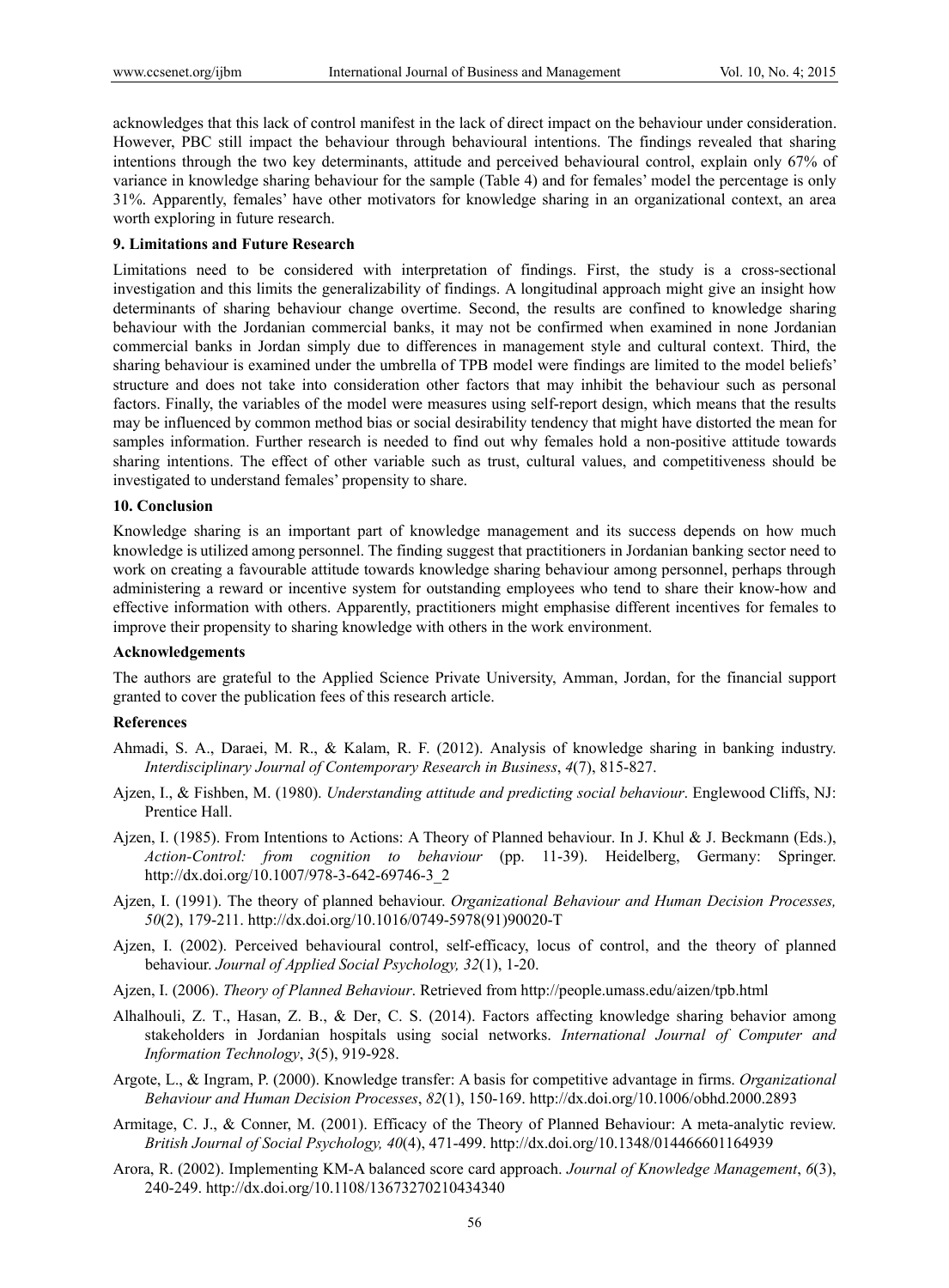acknowledges that this lack of control manifest in the lack of direct impact on the behaviour under consideration. However, PBC still impact the behaviour through behavioural intentions. The findings revealed that sharing intentions through the two key determinants, attitude and perceived behavioural control, explain only 67% of variance in knowledge sharing behaviour for the sample (Table 4) and for females' model the percentage is only 31%. Apparently, females' have other motivators for knowledge sharing in an organizational context, an area worth exploring in future research.

### 9. Limitations and Future Research

Limitations need to be considered with interpretation of findings. First, the study is a cross-sectional investigation and this limits the generalizability of findings. A longitudinal approach might give an insight how determinants of sharing behaviour change overtime. Second, the results are confined to knowledge sharing behaviour with the Jordanian commercial banks, it may not be confirmed when examined in none Jordanian commercial banks in Jordan simply due to differences in management style and cultural context. Third, the sharing behaviour is examined under the umbrella of TPB model were findings are limited to the model beliefs' structure and does not take into consideration other factors that may inhibit the behaviour such as personal factors. Finally, the variables of the model were measures using self-report design, which means that the results may be influenced by common method bias or social desirability tendency that might have distorted the mean for samples information. Further research is needed to find out why females hold a non-positive attitude towards sharing intentions. The effect of other variable such as trust, cultural values, and competitiveness should be investigated to understand females' propensity to share.

### 10. Conclusion

Knowledge sharing is an important part of knowledge management and its success depends on how much knowledge is utilized among personnel. The finding suggest that practitioners in Jordanian banking sector need to work on creating a favourable attitude towards knowledge sharing behaviour among personnel, perhaps through administering a reward or incentive system for outstanding employees who tend to share their know-how and effective information with others. Apparently, practitioners might emphasise different incentives for females to improve their propensity to sharing knowledge with others in the work environment.

### Acknowledgements

The authors are grateful to the Applied Science Private University, Amman, Jordan, for the financial support granted to cover the publication fees of this research article.

### References

Ahmadi, S. A., Daraei, M. R., & Kalam, R. F. (2012). Analysis of knowledge sharing in banking industry. *Interdisciplinary Journal of Contemporary Research in Business*, *4*(7), 815-827.

Ajzen, I., & Fishben, M. (1980). *Understanding attitude and predicting social behaviour*. Englewood Cliffs, NJ: Prentice Hall.

Ajzen, I. (1985). From Intentions to Actions: A Theory of Planned behaviour. In J. Khul & J. Beckmann (Eds.), *Action-Control: from cognition to behaviour* (pp. 11-39). Heidelberg, Germany: Springer. http://dx.doi.org/10.1007/978-3-642-69746-3_2

Ajzen, I. (1991). The theory of planned behaviour. *Organizational Behaviour and Human Decision Processes, 50*(2), 179-211. http://dx.doi.org/10.1016/0749-5978(91)90020-T

Ajzen, I. (2002). Perceived behavioural control, self-efficacy, locus of control, and the theory of planned behaviour. *Journal of Applied Social Psychology, 32*(1), 1-20.

Ajzen, I. (2006). *Theory of Planned Behaviour*. Retrieved from http://people.umass.edu/aizen/tpb.html

Alhalhouli, Z. T., Hasan, Z. B., & Der, C. S. (2014). Factors affecting knowledge sharing behavior among stakeholders in Jordanian hospitals using social networks. *International Journal of Computer and Information Technology*, *3*(5), 919-928.

Argote, L., & Ingram, P. (2000). Knowledge transfer: A basis for competitive advantage in firms. *Organizational Behaviour and Human Decision Processes*, *82*(1), 150-169. http://dx.doi.org/10.1006/obhd.2000.2893

Armitage, C. J., & Conner, M. (2001). Efficacy of the Theory of Planned Behaviour: A meta-analytic review. *British Journal of Social Psychology, 40*(4), 471-499. http://dx.doi.org/10.1348/014466601164939

Arora, R. (2002). Implementing KM-A balanced score card approach. *Journal of Knowledge Management*, *6*(3), 240-249. http://dx.doi.org/10.1108/13673270210434340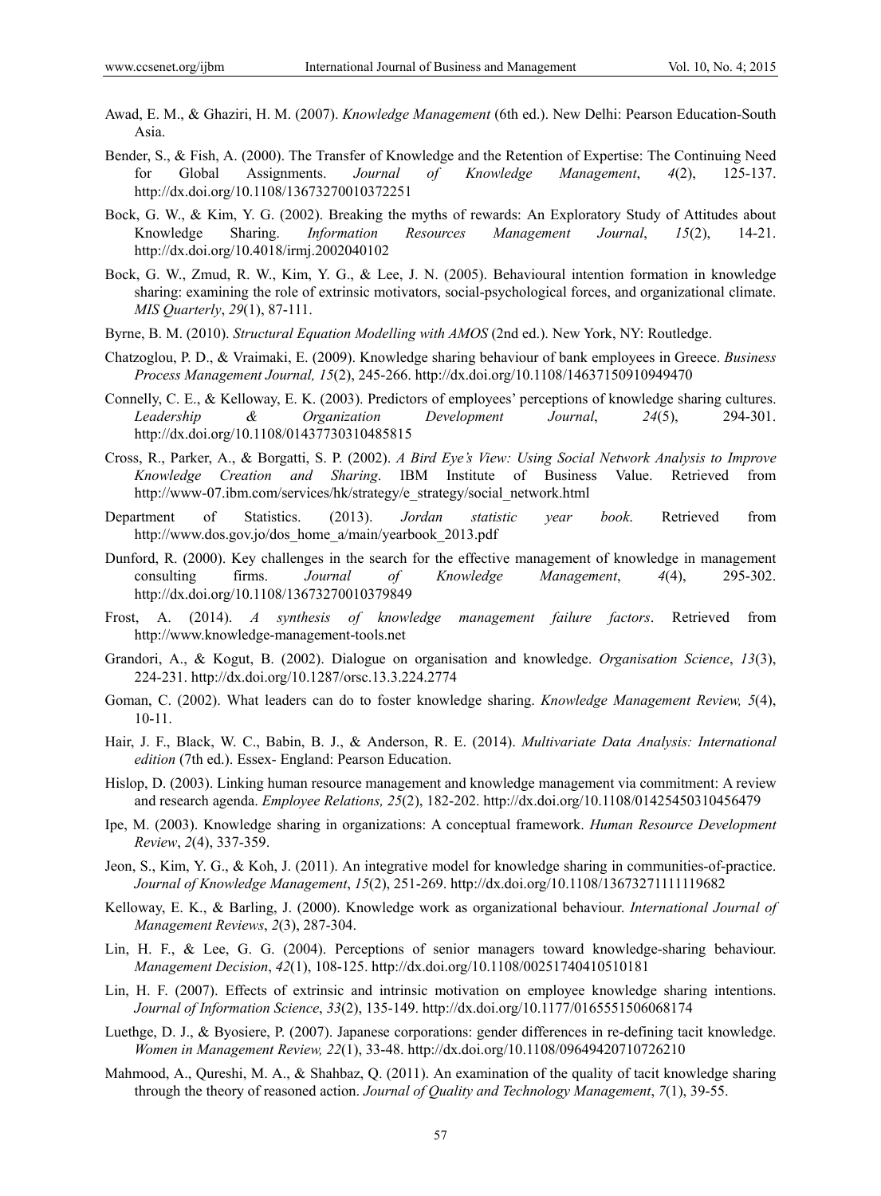Awad, E. M., & Ghaziri, H. M. (2007). *Knowledge Management* (6th ed.). New Delhi: Pearson Education-South Asia.

Bender, S., & Fish, A. (2000). The Transfer of Knowledge and the Retention of Expertise: The Continuing Need for Global Assignments. *Journal of Knowledge Management*, *4*(2), 125-137. http://dx.doi.org/10.1108/13673270010372251

Bock, G. W., & Kim, Y. G. (2002). Breaking the myths of rewards: An Exploratory Study of Attitudes about Knowledge Sharing. *Information Resources Management Journal*, *15*(2), 14-21. http://dx.doi.org/10.4018/irmj.2002040102

Bock, G. W., Zmud, R. W., Kim, Y. G., & Lee, J. N. (2005). Behavioural intention formation in knowledge sharing: examining the role of extrinsic motivators, social-psychological forces, and organizational climate. *MIS Quarterly*, *29*(1), 87-111.

Byrne, B. M. (2010). *Structural Equation Modelling with AMOS* (2nd ed.). New York, NY: Routledge.

Chatzoglou, P. D., & Vraimaki, E. (2009). Knowledge sharing behaviour of bank employees in Greece. *Business Process Management Journal, 15*(2), 245-266. http://dx.doi.org/10.1108/14637150910949470

Connelly, C. E., & Kelloway, E. K. (2003). Predictors of employees' perceptions of knowledge sharing cultures. *Leadership & Organization Development Journal*, *24*(5), 294-301. http://dx.doi.org/10.1108/01437730310485815

Cross, R., Parker, A., & Borgatti, S. P. (2002). *A Bird Eye's View: Using Social Network Analysis to Improve Knowledge Creation and Sharing*. IBM Institute of Business Value. Retrieved from http://www-07.ibm.com/services/hk/strategy/e_strategy/social_network.html

Department of Statistics. (2013). *Jordan statistic year book*. Retrieved from http://www.dos.gov.jo/dos_home_a/main/yearbook_2013.pdf

Dunford, R. (2000). Key challenges in the search for the effective management of knowledge in management consulting firms. *Journal of Knowledge Management*, *4*(4), 295-302. http://dx.doi.org/10.1108/13673270010379849

Frost, A. (2014). *A synthesis of knowledge management failure factors*. Retrieved from http://www.knowledge-management-tools.net

Grandori, A., & Kogut, B. (2002). Dialogue on organisation and knowledge. *Organisation Science*, *13*(3), 224-231. http://dx.doi.org/10.1287/orsc.13.3.224.2774

Goman, C. (2002). What leaders can do to foster knowledge sharing. *Knowledge Management Review, 5*(4), 10-11.

Hair, J. F., Black, W. C., Babin, B. J., & Anderson, R. E. (2014). *Multivariate Data Analysis: International edition* (7th ed.). Essex- England: Pearson Education.

Hislop, D. (2003). Linking human resource management and knowledge management via commitment: A review and research agenda. *Employee Relations, 25*(2), 182-202. http://dx.doi.org/10.1108/01425450310456479

Ipe, M. (2003). Knowledge sharing in organizations: A conceptual framework. *Human Resource Development Review*, *2*(4), 337-359.

Jeon, S., Kim, Y. G., & Koh, J. (2011). An integrative model for knowledge sharing in communities-of-practice. *Journal of Knowledge Management*, *15*(2), 251-269. http://dx.doi.org/10.1108/13673271111119682

Kelloway, E. K., & Barling, J. (2000). Knowledge work as organizational behaviour. *International Journal of Management Reviews*, *2*(3), 287-304.

Lin, H. F., & Lee, G. G. (2004). Perceptions of senior managers toward knowledge-sharing behaviour. *Management Decision*, *42*(1), 108-125. http://dx.doi.org/10.1108/00251740410510181

Lin, H. F. (2007). Effects of extrinsic and intrinsic motivation on employee knowledge sharing intentions. *Journal of Information Science*, *33*(2), 135-149. http://dx.doi.org/10.1177/0165551506068174

Luethge, D. J., & Byosiere, P. (2007). Japanese corporations: gender differences in re-defining tacit knowledge. *Women in Management Review, 22*(1), 33-48. http://dx.doi.org/10.1108/09649420710726210

Mahmood, A., Qureshi, M. A., & Shahbaz, Q. (2011). An examination of the quality of tacit knowledge sharing through the theory of reasoned action. *Journal of Quality and Technology Management*, *7*(1), 39-55.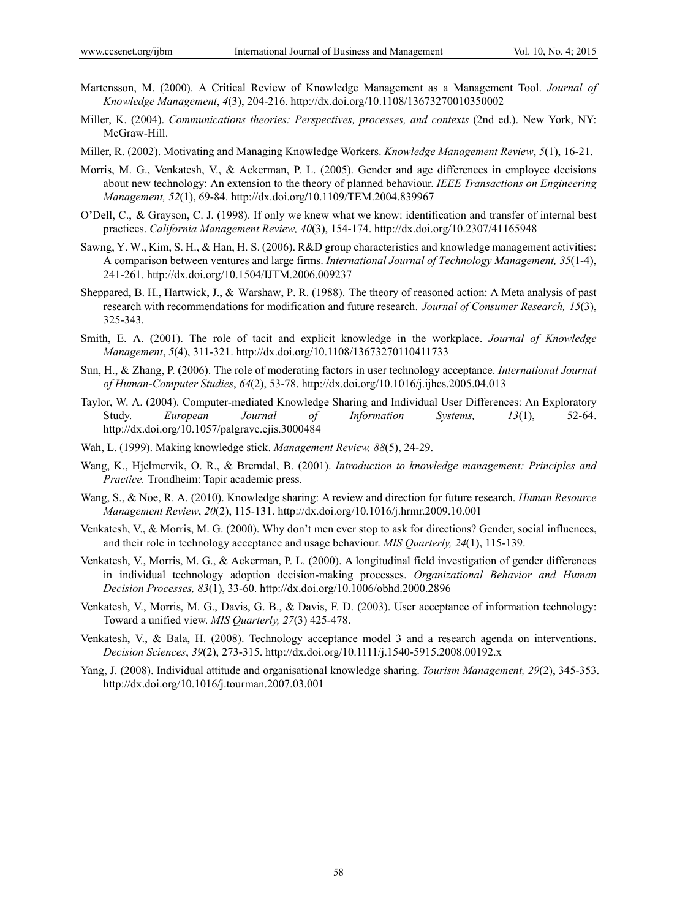Martensson, M. (2000). A Critical Review of Knowledge Management as a Management Tool. *Journal of Knowledge Management*, *4*(3), 204-216. http://dx.doi.org/10.1108/13673270010350002

Miller, K. (2004). *Communications theories: Perspectives, processes, and contexts* (2nd ed.). New York, NY: McGraw-Hill.

Miller, R. (2002). Motivating and Managing Knowledge Workers. *Knowledge Management Review*, *5*(1), 16-21.

Morris, M. G., Venkatesh, V., & Ackerman, P. L. (2005). Gender and age differences in employee decisions about new technology: An extension to the theory of planned behaviour. *IEEE Transactions on Engineering Management, 52*(1), 69-84. http://dx.doi.org/10.1109/TEM.2004.839967

O'Dell, C., & Grayson, C. J. (1998). If only we knew what we know: identification and transfer of internal best practices. *California Management Review, 40*(3), 154-174. http://dx.doi.org/10.2307/41165948

Sawng, Y. W., Kim, S. H., & Han, H. S. (2006). R&D group characteristics and knowledge management activities: A comparison between ventures and large firms. *International Journal of Technology Management, 35*(1-4), 241-261. http://dx.doi.org/10.1504/IJTM.2006.009237

Sheppared, B. H., Hartwick, J., & Warshaw, P. R. (1988). The theory of reasoned action: A Meta analysis of past research with recommendations for modification and future research. *Journal of Consumer Research, 15*(3), 325-343.

Smith, E. A. (2001). The role of tacit and explicit knowledge in the workplace. *Journal of Knowledge Management*, *5*(4), 311-321. http://dx.doi.org/10.1108/13673270110411733

Sun, H., & Zhang, P. (2006). The role of moderating factors in user technology acceptance. *International Journal of Human-Computer Studies*, *64*(2), 53-78. http://dx.doi.org/10.1016/j.ijhcs.2005.04.013

Taylor, W. A. (2004). Computer-mediated Knowledge Sharing and Individual User Differences: An Exploratory Study. *European Journal of Information Systems, 13*(1), 52-64. http://dx.doi.org/10.1057/palgrave.ejis.3000484

Wah, L. (1999). Making knowledge stick. *Management Review, 88*(5), 24-29.

Wang, K., Hjelmervik, O. R., & Bremdal, B. (2001). *Introduction to knowledge management: Principles and Practice.* Trondheim: Tapir academic press.

Wang, S., & Noe, R. A. (2010). Knowledge sharing: A review and direction for future research. *Human Resource Management Review*, *20*(2), 115-131. http://dx.doi.org/10.1016/j.hrmr.2009.10.001

Venkatesh, V., & Morris, M. G. (2000). Why don't men ever stop to ask for directions? Gender, social influences, and their role in technology acceptance and usage behaviour. *MIS Quarterly, 24*(1), 115-139.

Venkatesh, V., Morris, M. G., & Ackerman, P. L. (2000). A longitudinal field investigation of gender differences in individual technology adoption decision-making processes. *Organizational Behavior and Human Decision Processes, 83*(1), 33-60. http://dx.doi.org/10.1006/obhd.2000.2896

Venkatesh, V., Morris, M. G., Davis, G. B., & Davis, F. D. (2003). User acceptance of information technology: Toward a unified view. *MIS Quarterly, 27*(3) 425-478.

Venkatesh, V., & Bala, H. (2008). Technology acceptance model 3 and a research agenda on interventions. *Decision Sciences*, *39*(2), 273-315. http://dx.doi.org/10.1111/j.1540-5915.2008.00192.x

Yang, J. (2008). Individual attitude and organisational knowledge sharing. *Tourism Management, 29*(2), 345-353. http://dx.doi.org/10.1016/j.tourman.2007.03.001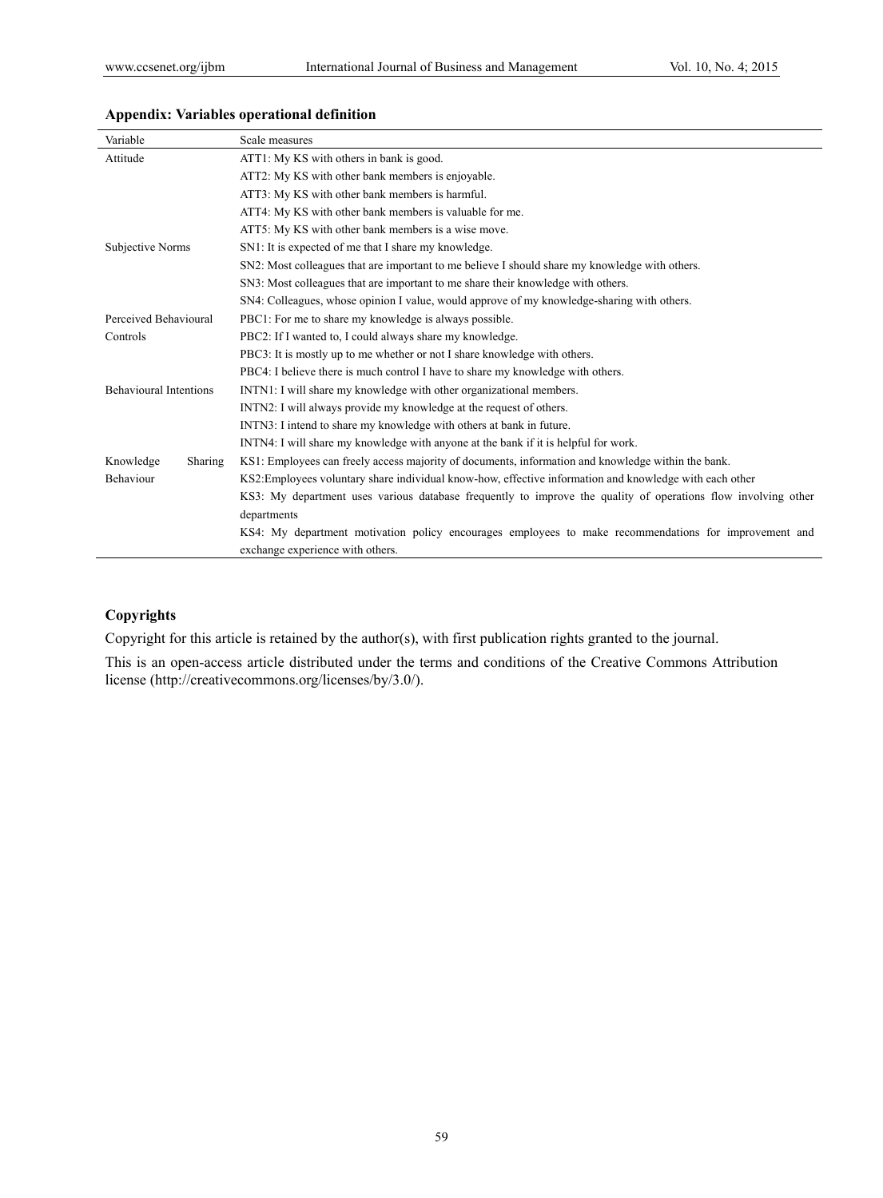**Appendix: Variables operational definition**

| Variable | Scale measures |
|---|---|
| Attitude | ATT1: My KS with others in bank is good. |
| | ATT2: My KS with other bank members is enjoyable. |
| | ATT3: My KS with other bank members is harmful. |
| | ATT4: My KS with other bank members is valuable for me. |
| | ATT5: My KS with other bank members is a wise move. |
| Subjective Norms | SN1: It is expected of me that I share my knowledge. |
| | SN2: Most colleagues that are important to me believe I should share my knowledge with others. |
| | SN3: Most colleagues that are important to me share their knowledge with others. |
| | SN4: Colleagues, whose opinion I value, would approve of my knowledge-sharing with others. |
| Perceived Behavioural Controls | PBC1: For me to share my knowledge is always possible. |
| | PBC2: If I wanted to, I could always share my knowledge. |
| | PBC3: It is mostly up to me whether or not I share knowledge with others. |
| | PBC4: I believe there is much control I have to share my knowledge with others. |
| Behavioural Intentions | INTN1: I will share my knowledge with other organizational members. |
| | INTN2: I will always provide my knowledge at the request of others. |
| | INTN3: I intend to share my knowledge with others at bank in future. |
| | INTN4: I will share my knowledge with anyone at the bank if it is helpful for work. |
| Knowledge Sharing Behaviour | KS1: Employees can freely access majority of documents, information and knowledge within the bank. |
| | KS2:Employees voluntary share individual know-how, effective information and knowledge with each other |
| | KS3: My department uses various database frequently to improve the quality of operations flow involving other departments |
| | KS4: My department motivation policy encourages employees to make recommendations for improvement and exchange experience with others. |

**Copyrights**

Copyright for this article is retained by the author(s), with first publication rights granted to the journal.

This is an open-access article distributed under the terms and conditions of the Creative Commons Attribution license (http://creativecommons.org/licenses/by/3.0/).